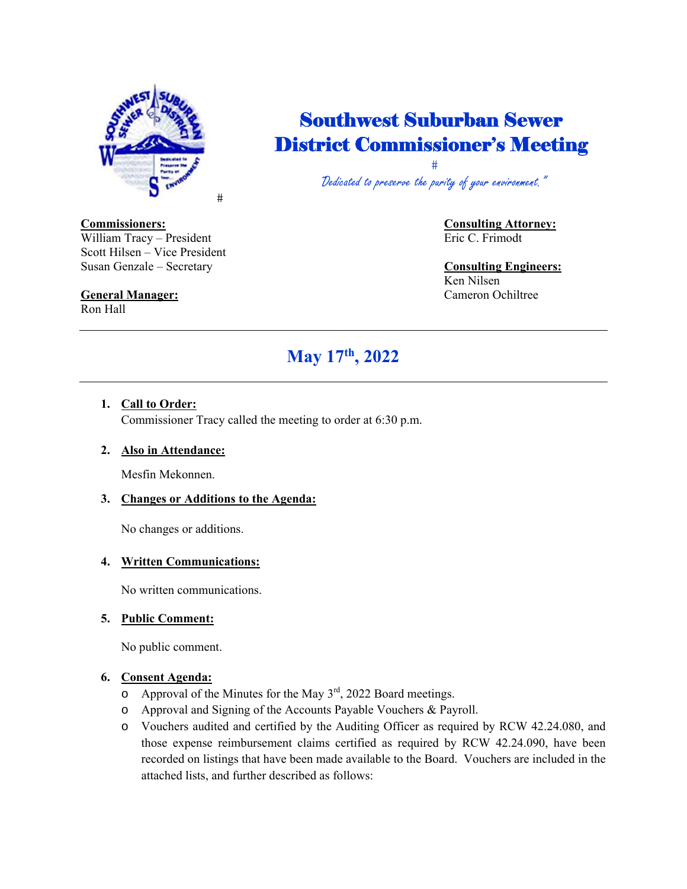# Southwest Suburban Sewer District Commissioner's Meeting

#

*Dedicated to preserve the purity of your environment."*

#

**Commissioners:**
William Tracy – President
Scott Hilsen – Vice President
Susan Genzale – Secretary

**General Manager:**
Ron Hall

**Consulting Attorney:**
Eric C. Frimodt

**Consulting Engineers:**
Ken Nilsen
Cameron Ochiltree

---

## May 17th, 2022

---

1. **Call to Order:**
   Commissioner Tracy called the meeting to order at 6:30 p.m.

2. **Also in Attendance:**

   Mesfin Mekonnen.

3. **Changes or Additions to the Agenda:**

   No changes or additions.

4. **Written Communications:**

   No written communications.

5. **Public Comment:**

   No public comment.

6. **Consent Agenda:**
   - Approval of the Minutes for the May 3rd, 2022 Board meetings.
   - Approval and Signing of the Accounts Payable Vouchers & Payroll.
   - Vouchers audited and certified by the Auditing Officer as required by RCW 42.24.080, and those expense reimbursement claims certified as required by RCW 42.24.090, have been recorded on listings that have been made available to the Board. Vouchers are included in the attached lists, and further described as follows: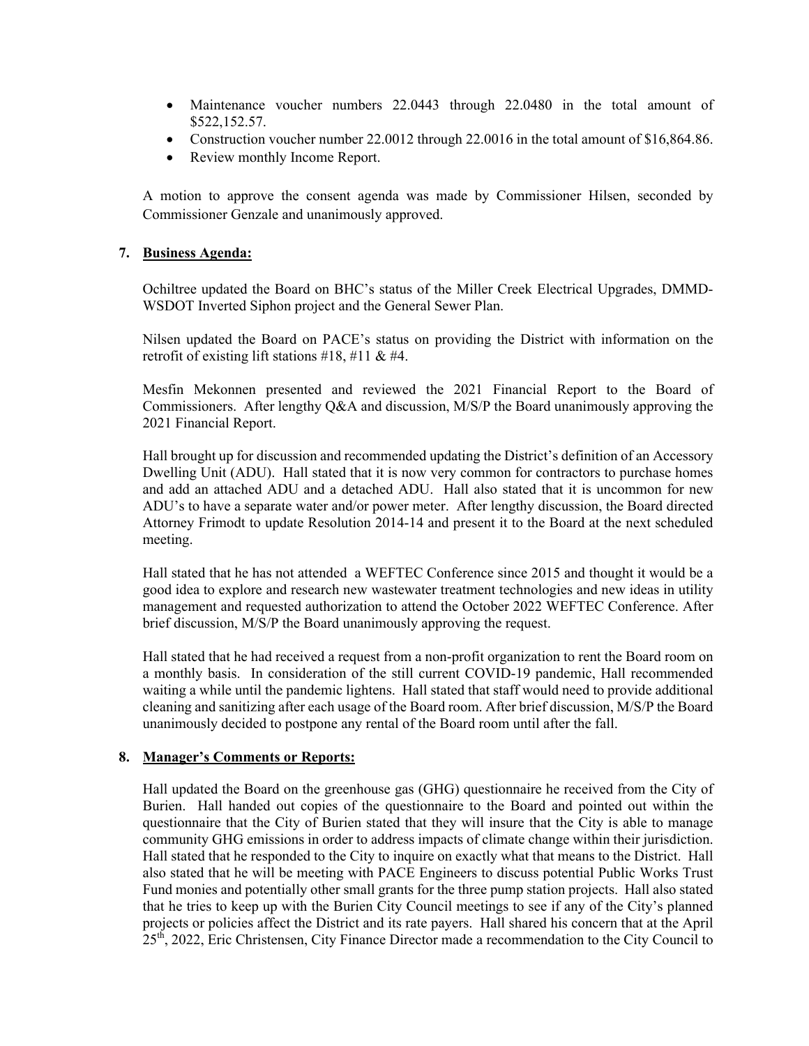- Maintenance voucher numbers 22.0443 through 22.0480 in the total amount of $522,152.57.
- Construction voucher number 22.0012 through 22.0016 in the total amount of $16,864.86.
- Review monthly Income Report.

A motion to approve the consent agenda was made by Commissioner Hilsen, seconded by Commissioner Genzale and unanimously approved.

## 7. Business Agenda:

Ochiltree updated the Board on BHC's status of the Miller Creek Electrical Upgrades, DMMD-WSDOT Inverted Siphon project and the General Sewer Plan.

Nilsen updated the Board on PACE's status on providing the District with information on the retrofit of existing lift stations #18, #11 & #4.

Mesfin Mekonnen presented and reviewed the 2021 Financial Report to the Board of Commissioners. After lengthy Q&A and discussion, M/S/P the Board unanimously approving the 2021 Financial Report.

Hall brought up for discussion and recommended updating the District's definition of an Accessory Dwelling Unit (ADU). Hall stated that it is now very common for contractors to purchase homes and add an attached ADU and a detached ADU. Hall also stated that it is uncommon for new ADU's to have a separate water and/or power meter. After lengthy discussion, the Board directed Attorney Frimodt to update Resolution 2014-14 and present it to the Board at the next scheduled meeting.

Hall stated that he has not attended a WEFTEC Conference since 2015 and thought it would be a good idea to explore and research new wastewater treatment technologies and new ideas in utility management and requested authorization to attend the October 2022 WEFTEC Conference. After brief discussion, M/S/P the Board unanimously approving the request.

Hall stated that he had received a request from a non-profit organization to rent the Board room on a monthly basis. In consideration of the still current COVID-19 pandemic, Hall recommended waiting a while until the pandemic lightens. Hall stated that staff would need to provide additional cleaning and sanitizing after each usage of the Board room. After brief discussion, M/S/P the Board unanimously decided to postpone any rental of the Board room until after the fall.

## 8. Manager's Comments or Reports:

Hall updated the Board on the greenhouse gas (GHG) questionnaire he received from the City of Burien. Hall handed out copies of the questionnaire to the Board and pointed out within the questionnaire that the City of Burien stated that they will insure that the City is able to manage community GHG emissions in order to address impacts of climate change within their jurisdiction. Hall stated that he responded to the City to inquire on exactly what that means to the District. Hall also stated that he will be meeting with PACE Engineers to discuss potential Public Works Trust Fund monies and potentially other small grants for the three pump station projects. Hall also stated that he tries to keep up with the Burien City Council meetings to see if any of the City's planned projects or policies affect the District and its rate payers. Hall shared his concern that at the April 25th, 2022, Eric Christensen, City Finance Director made a recommendation to the City Council to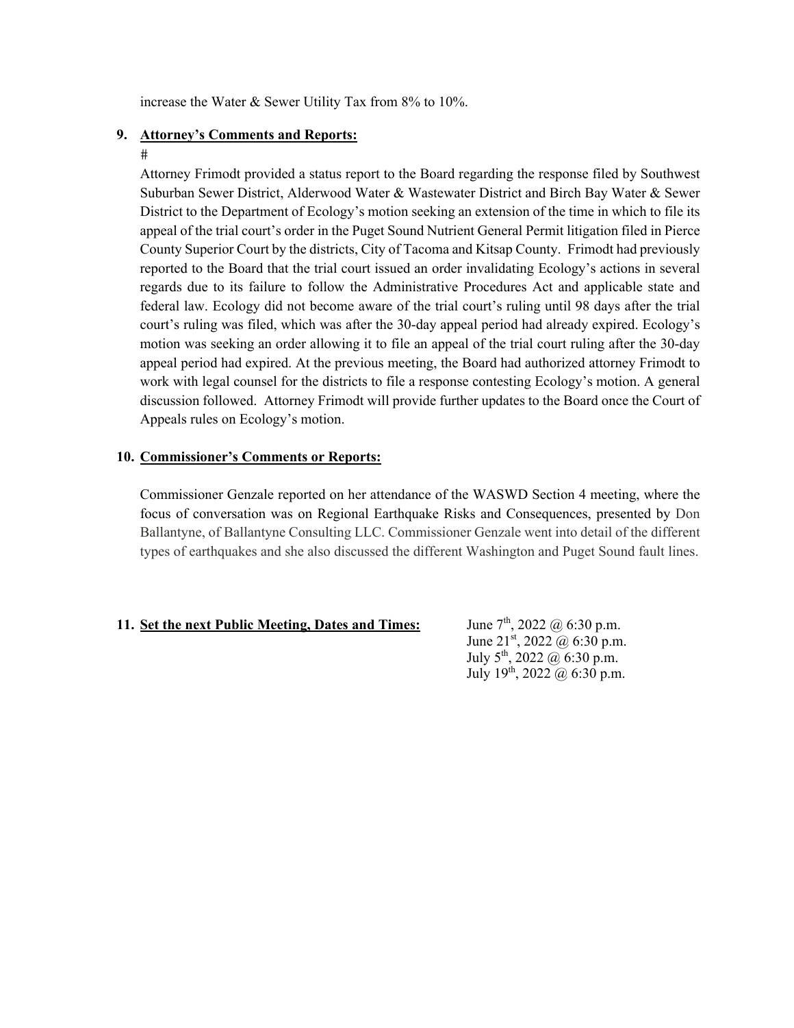increase the Water & Sewer Utility Tax from 8% to 10%.

**9. Attorney's Comments and Reports:**

#

Attorney Frimodt provided a status report to the Board regarding the response filed by Southwest Suburban Sewer District, Alderwood Water & Wastewater District and Birch Bay Water & Sewer District to the Department of Ecology's motion seeking an extension of the time in which to file its appeal of the trial court's order in the Puget Sound Nutrient General Permit litigation filed in Pierce County Superior Court by the districts, City of Tacoma and Kitsap County. Frimodt had previously reported to the Board that the trial court issued an order invalidating Ecology's actions in several regards due to its failure to follow the Administrative Procedures Act and applicable state and federal law. Ecology did not become aware of the trial court's ruling until 98 days after the trial court's ruling was filed, which was after the 30-day appeal period had already expired. Ecology's motion was seeking an order allowing it to file an appeal of the trial court ruling after the 30-day appeal period had expired. At the previous meeting, the Board had authorized attorney Frimodt to work with legal counsel for the districts to file a response contesting Ecology's motion. A general discussion followed. Attorney Frimodt will provide further updates to the Board once the Court of Appeals rules on Ecology's motion.

**10. Commissioner's Comments or Reports:**

Commissioner Genzale reported on her attendance of the WASWD Section 4 meeting, where the focus of conversation was on Regional Earthquake Risks and Consequences, presented by Don Ballantyne, of Ballantyne Consulting LLC. Commissioner Genzale went into detail of the different types of earthquakes and she also discussed the different Washington and Puget Sound fault lines.

**11. Set the next Public Meeting, Dates and Times:**

June 7th, 2022 @ 6:30 p.m.
June 21st, 2022 @ 6:30 p.m.
July 5th, 2022 @ 6:30 p.m.
July 19th, 2022 @ 6:30 p.m.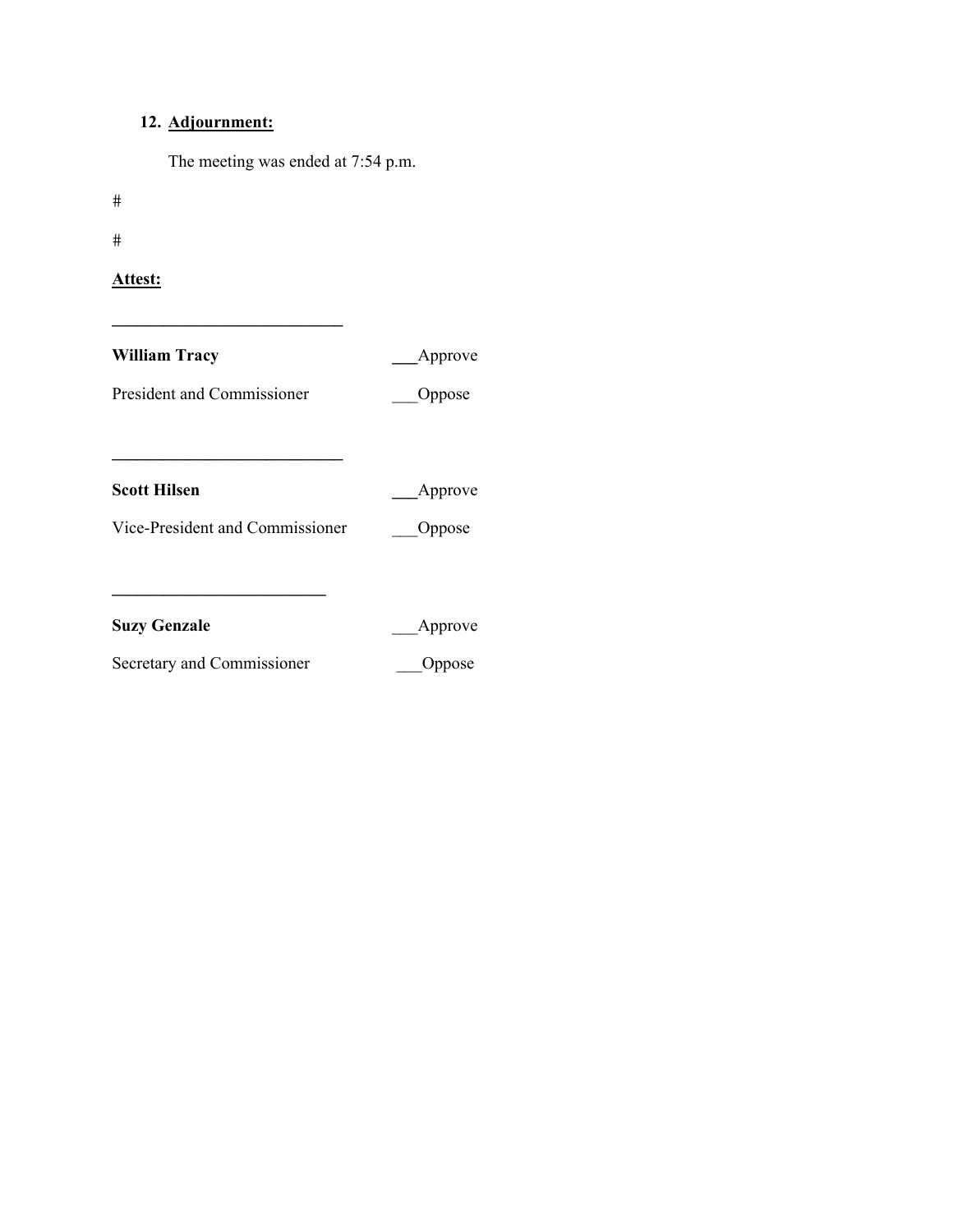**12. Adjournment:**

The meeting was ended at 7:54 p.m.

#

#

**Attest:**

\_\_\_\_\_\_\_\_\_\_\_\_\_\_\_\_\_\_\_\_\_\_\_\_\_\_\_\_

**William Tracy** ___Approve

President and Commissioner ___Oppose

\_\_\_\_\_\_\_\_\_\_\_\_\_\_\_\_\_\_\_\_\_\_\_\_\_\_\_\_

**Scott Hilsen** ___Approve

Vice-President and Commissioner ___Oppose

\_\_\_\_\_\_\_\_\_\_\_\_\_\_\_\_\_\_\_\_\_\_\_\_\_\_

**Suzy Genzale** ___Approve

Secretary and Commissioner ___Oppose